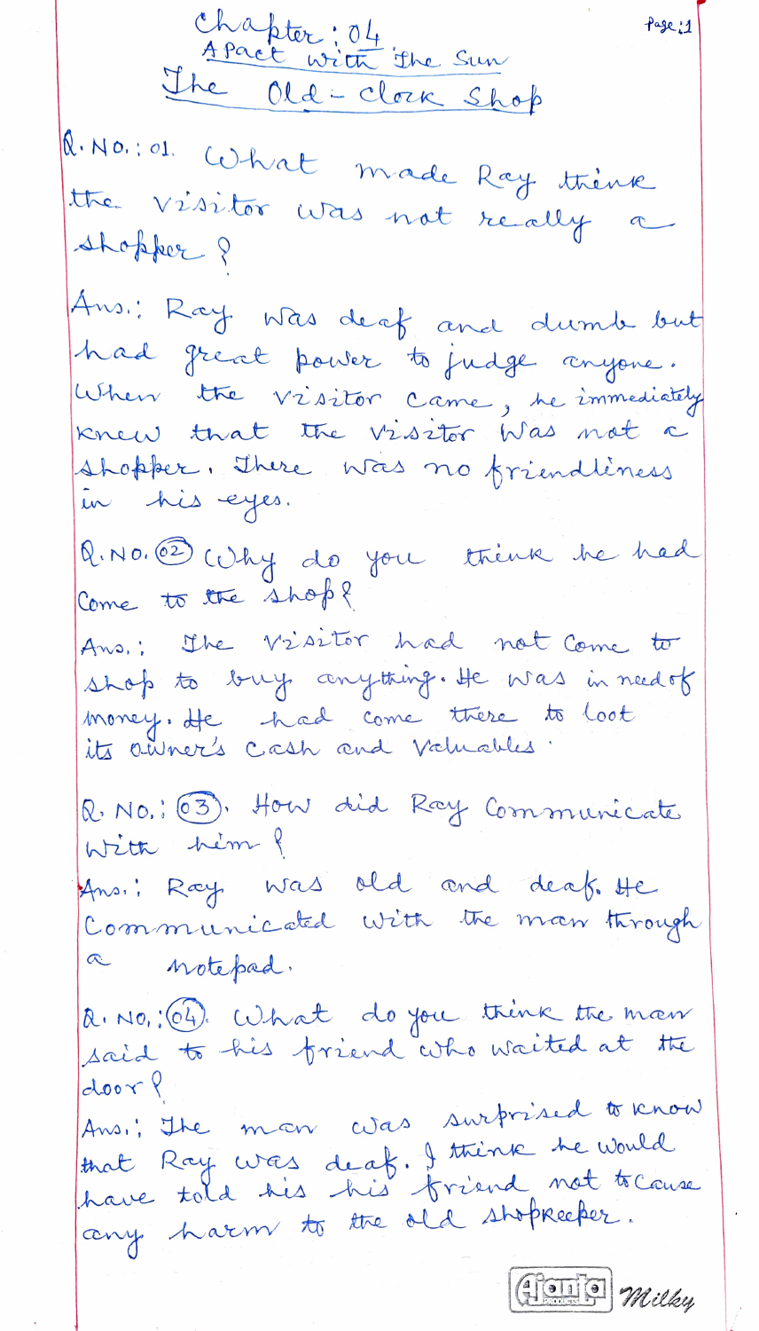# Chapter: 04

## A Pact with the Sun

## The Old-Clock Shop

**Q. No.: 01.** What made Ray think the visitor was not really a shopper?

**Ans.:** Ray was deaf and dumb but had great power to judge anyone. When the visitor came, he immediately knew that the visitor was not a shopper. There was no friendliness in his eyes.

**Q. No. (02)** Why do you think he had come to the shop?

**Ans.:** The visitor had not come to shop to buy anything. He was in need of money. He had come there to loot its owner's cash and valuables.

**Q. No.: (03).** How did Ray communicate with him?

**Ans.:** Ray was old and deaf. He communicated with the man through a notepad.

**Q. No.: (04).** What do you think the man said to his friend who waited at the door?

**Ans.:** The man was surprised to know that Ray was deaf. I think he would have told his his friend not to cause any harm to the old shopkeeper.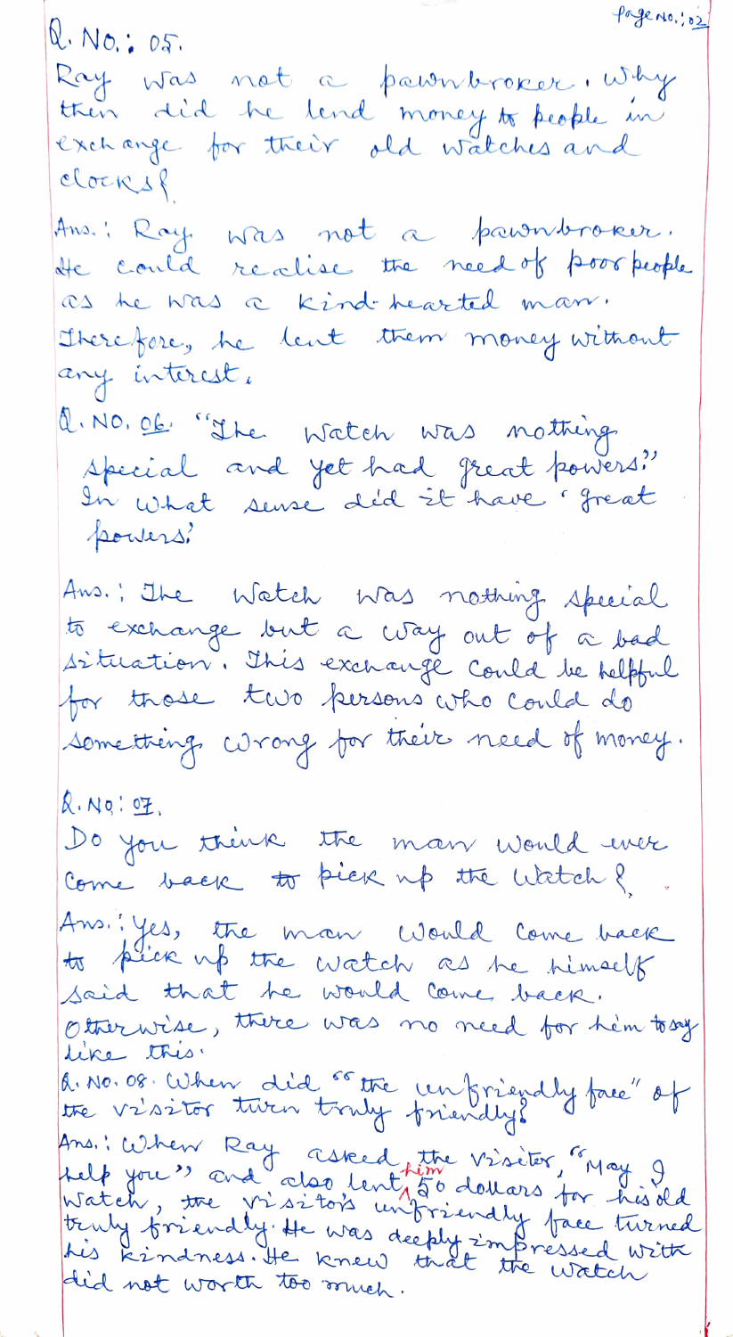Q. No.: 05.

Ray was not a pawnbroker. Why then did he lend money to people in exchange for their old watches and clocks?

Ans.: Ray was not a pawnbroker. He could realise the need of poor people as he was a kind-hearted man. Therefore, he lent them money without any interest.

Q. No. 06. "The watch was nothing special and yet had great powers." In what sense did it have 'great powers'?

Ans.: The watch was nothing special to exchange but a way out of a bad situation. This exchange could be helpful for those two persons who could do something wrong for their need of money.

Q. No: 07.

Do you think the man would ever come back to pick up the watch?

Ans.: Yes, the man would come back to pick up the watch as he himself said that he would come back. Otherwise, there was no need for him to say like this.

Q. No. 08. When did "the unfriendly face" of the visitor turn truly friendly?

Ans.: When Ray asked the visitor, "May I help you" and also lent him 50 dollars for his old watch, the visitor's unfriendly face turned truly friendly. He was deeply impressed with his kindness. He knew that the watch did not worth too much.